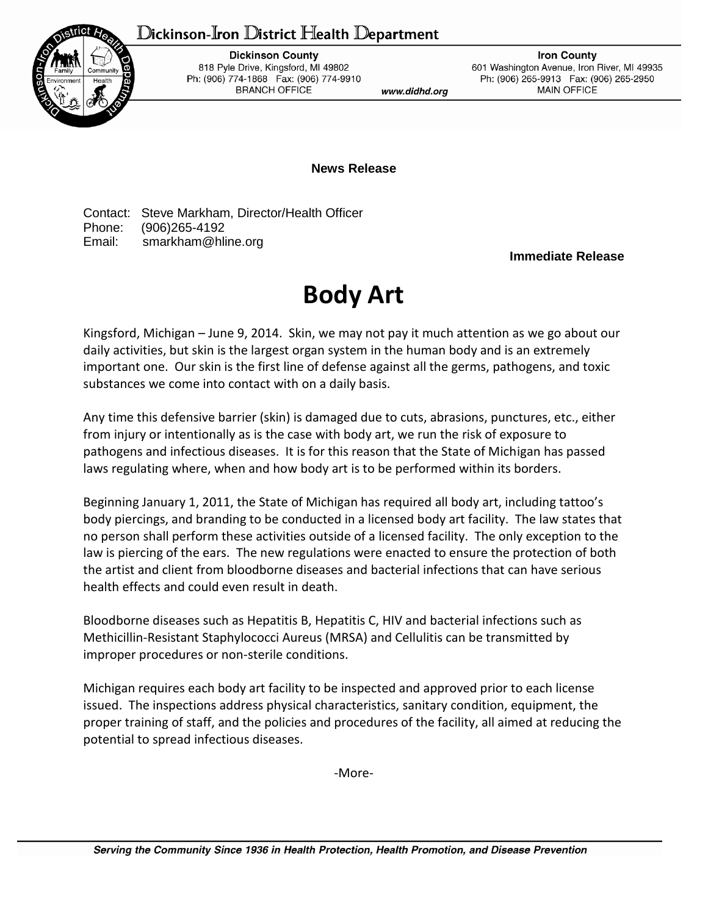# Dickinson-Iron District Health Department

**Dickinson County**
818 Pyle Drive, Kingsford, MI 49802
Ph: (906) 774-1868 Fax: (906) 774-9910
BRANCH OFFICE

www.didhd.org

**Iron County**
601 Washington Avenue, Iron River, MI 49935
Ph: (906) 265-9913 Fax: (906) 265-2950
MAIN OFFICE

**News Release**

Contact: Steve Markham, Director/Health Officer
Phone: (906)265-4192
Email: smarkham@hline.org

**Immediate Release**

# Body Art

Kingsford, Michigan – June 9, 2014. Skin, we may not pay it much attention as we go about our daily activities, but skin is the largest organ system in the human body and is an extremely important one. Our skin is the first line of defense against all the germs, pathogens, and toxic substances we come into contact with on a daily basis.

Any time this defensive barrier (skin) is damaged due to cuts, abrasions, punctures, etc., either from injury or intentionally as is the case with body art, we run the risk of exposure to pathogens and infectious diseases. It is for this reason that the State of Michigan has passed laws regulating where, when and how body art is to be performed within its borders.

Beginning January 1, 2011, the State of Michigan has required all body art, including tattoo's body piercings, and branding to be conducted in a licensed body art facility. The law states that no person shall perform these activities outside of a licensed facility. The only exception to the law is piercing of the ears. The new regulations were enacted to ensure the protection of both the artist and client from bloodborne diseases and bacterial infections that can have serious health effects and could even result in death.

Bloodborne diseases such as Hepatitis B, Hepatitis C, HIV and bacterial infections such as Methicillin-Resistant Staphylococci Aureus (MRSA) and Cellulitis can be transmitted by improper procedures or non-sterile conditions.

Michigan requires each body art facility to be inspected and approved prior to each license issued. The inspections address physical characteristics, sanitary condition, equipment, the proper training of staff, and the policies and procedures of the facility, all aimed at reducing the potential to spread infectious diseases.

-More-

*Serving the Community Since 1936 in Health Protection, Health Promotion, and Disease Prevention*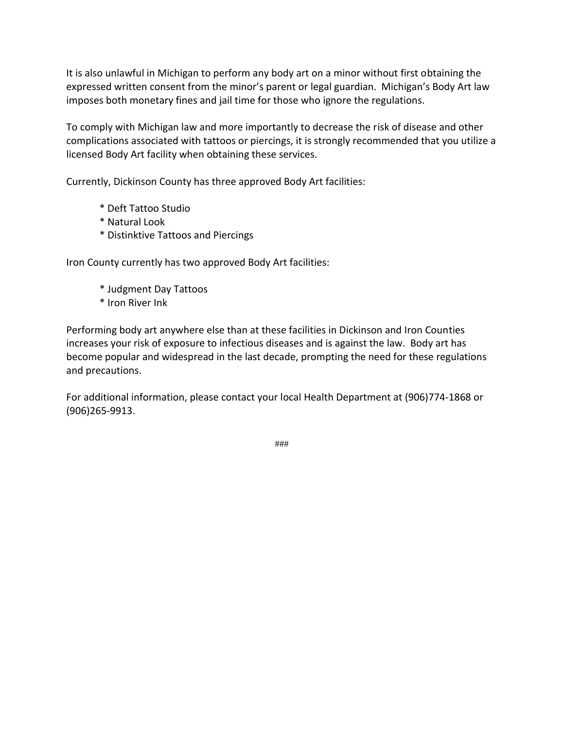It is also unlawful in Michigan to perform any body art on a minor without first obtaining the expressed written consent from the minor's parent or legal guardian. Michigan's Body Art law imposes both monetary fines and jail time for those who ignore the regulations.

To comply with Michigan law and more importantly to decrease the risk of disease and other complications associated with tattoos or piercings, it is strongly recommended that you utilize a licensed Body Art facility when obtaining these services.

Currently, Dickinson County has three approved Body Art facilities:

* Deft Tattoo Studio
* Natural Look
* Distinktive Tattoos and Piercings

Iron County currently has two approved Body Art facilities:

* Judgment Day Tattoos
* Iron River Ink

Performing body art anywhere else than at these facilities in Dickinson and Iron Counties increases your risk of exposure to infectious diseases and is against the law. Body art has become popular and widespread in the last decade, prompting the need for these regulations and precautions.

For additional information, please contact your local Health Department at (906)774-1868 or (906)265-9913.

###